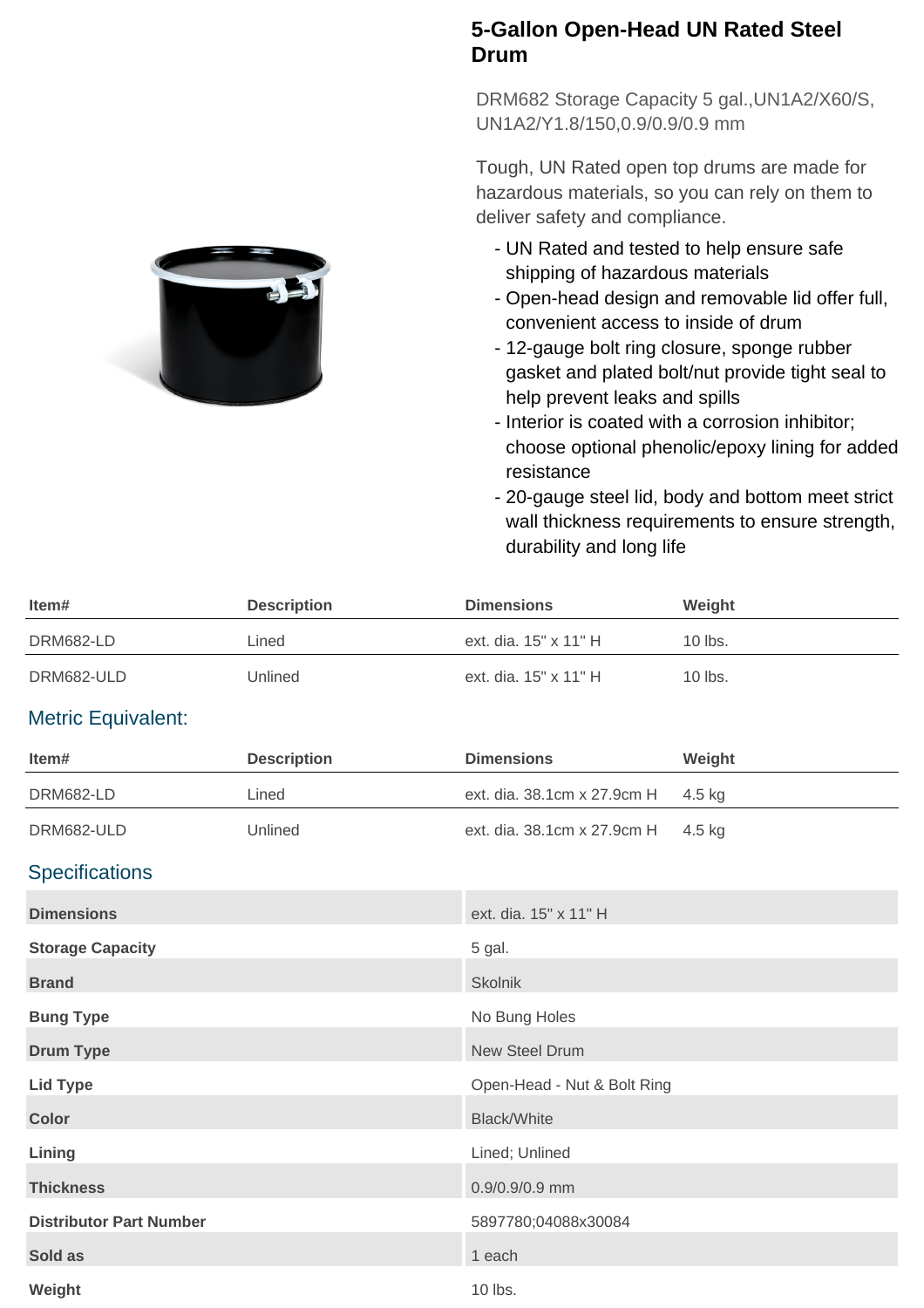# 5-Gallon Open-Head UN Rated Steel Drum

DRM682 Storage Capacity 5 gal.,UN1A2/X60/S, UN1A2/Y1.8/150,0.9/0.9/0.9 mm

Tough, UN Rated open top drums are made for hazardous materials, so you can rely on them to deliver safety and compliance.

- UN Rated and tested to help ensure safe shipping of hazardous materials
- Open-head design and removable lid offer full, convenient access to inside of drum
- 12-gauge bolt ring closure, sponge rubber gasket and plated bolt/nut provide tight seal to help prevent leaks and spills
- Interior is coated with a corrosion inhibitor; choose optional phenolic/epoxy lining for added resistance
- 20-gauge steel lid, body and bottom meet strict wall thickness requirements to ensure strength, durability and long life

| Item# | Description | Dimensions | Weight |
|---|---|---|---|
| DRM682-LD | Lined | ext. dia. 15" x 11" H | 10 lbs. |
| DRM682-ULD | Unlined | ext. dia. 15" x 11" H | 10 lbs. |

## Metric Equivalent:

| Item# | Description | Dimensions | Weight |
|---|---|---|---|
| DRM682-LD | Lined | ext. dia. 38.1cm x 27.9cm H | 4.5 kg |
| DRM682-ULD | Unlined | ext. dia. 38.1cm x 27.9cm H | 4.5 kg |

## Specifications

| | |
|---|---|
| **Dimensions** | ext. dia. 15" x 11" H |
| **Storage Capacity** | 5 gal. |
| **Brand** | Skolnik |
| **Bung Type** | No Bung Holes |
| **Drum Type** | New Steel Drum |
| **Lid Type** | Open-Head - Nut & Bolt Ring |
| **Color** | Black/White |
| **Lining** | Lined; Unlined |
| **Thickness** | 0.9/0.9/0.9 mm |
| **Distributor Part Number** | 5897780;04088x30084 |
| **Sold as** | 1 each |
| **Weight** | 10 lbs. |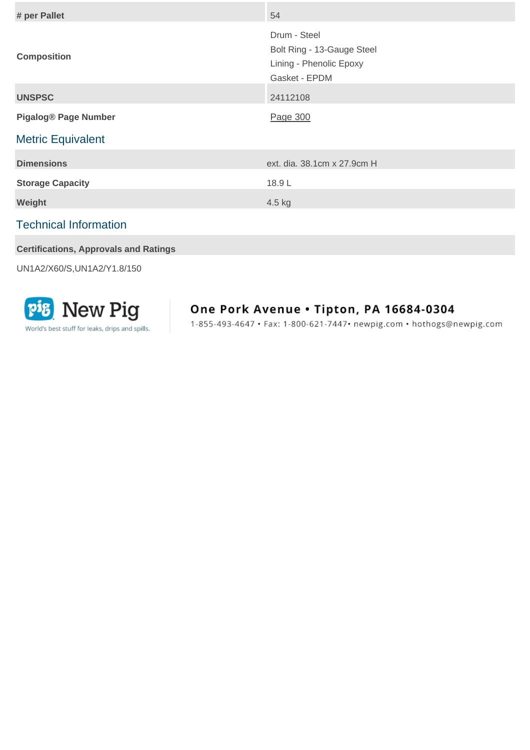| | |
|---|---|
| **# per Pallet** | 54 |
| **Composition** | Drum - Steel<br>Bolt Ring - 13-Gauge Steel<br>Lining - Phenolic Epoxy<br>Gasket - EPDM |
| **UNSPSC** | 24112108 |
| **Pigalog® Page Number** | Page 300 |

## Metric Equivalent

| | |
|---|---|
| **Dimensions** | ext. dia. 38.1cm x 27.9cm H |
| **Storage Capacity** | 18.9 L |
| **Weight** | 4.5 kg |

## Technical Information

**Certifications, Approvals and Ratings**

UN1A2/X60/S,UN1A2/Y1.8/150

New Pig
World's best stuff for leaks, drips and spills.

**One Pork Avenue • Tipton, PA 16684-0304**
1-855-493-4647 • Fax: 1-800-621-7447• newpig.com • hothogs@newpig.com